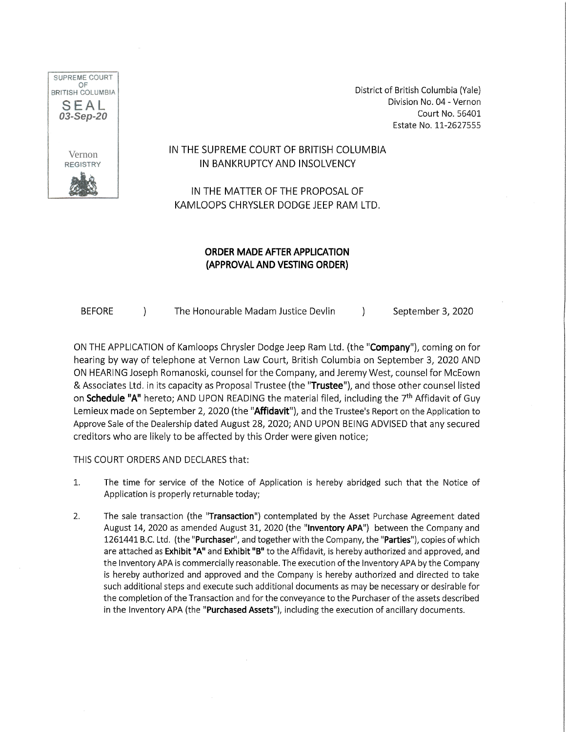SUPREME COURT OF BRITISH COLUMBIA
SEAL
03-Sep-20
Vernon REGISTRY

District of British Columbia (Yale)
Division No. 04 - Vernon
Court No. 56401
Estate No. 11-2627555

IN THE SUPREME COURT OF BRITISH COLUMBIA
IN BANKRUPTCY AND INSOLVENCY

IN THE MATTER OF THE PROPOSAL OF
KAMLOOPS CHRYSLER DODGE JEEP RAM LTD.

**ORDER MADE AFTER APPLICATION**
**(APPROVAL AND VESTING ORDER)**

| BEFORE | ) | The Honourable Madam Justice Devlin | ) | September 3, 2020 |
|---|---|---|---|---|

ON THE APPLICATION of Kamloops Chrysler Dodge Jeep Ram Ltd. (the "**Company**"), coming on for hearing by way of telephone at Vernon Law Court, British Columbia on September 3, 2020 AND ON HEARING Joseph Romanoski, counsel for the Company, and Jeremy West, counsel for McEown & Associates Ltd. in its capacity as Proposal Trustee (the "**Trustee**"), and those other counsel listed on **Schedule "A"** hereto; AND UPON READING the material filed, including the 7th Affidavit of Guy Lemieux made on September 2, 2020 (the "**Affidavit**"), and the Trustee's Report on the Application to Approve Sale of the Dealership dated August 28, 2020; AND UPON BEING ADVISED that any secured creditors who are likely to be affected by this Order were given notice;

THIS COURT ORDERS AND DECLARES that:

1. The time for service of the Notice of Application is hereby abridged such that the Notice of Application is properly returnable today;

2. The sale transaction (the "**Transaction**") contemplated by the Asset Purchase Agreement dated August 14, 2020 as amended August 31, 2020 (the "**Inventory APA**") between the Company and 1261441 B.C. Ltd. (the "**Purchaser**", and together with the Company, the "**Parties**"), copies of which are attached as **Exhibit "A"** and **Exhibit "B"** to the Affidavit, is hereby authorized and approved, and the Inventory APA is commercially reasonable. The execution of the Inventory APA by the Company is hereby authorized and approved and the Company is hereby authorized and directed to take such additional steps and execute such additional documents as may be necessary or desirable for the completion of the Transaction and for the conveyance to the Purchaser of the assets described in the Inventory APA (the "**Purchased Assets**"), including the execution of ancillary documents.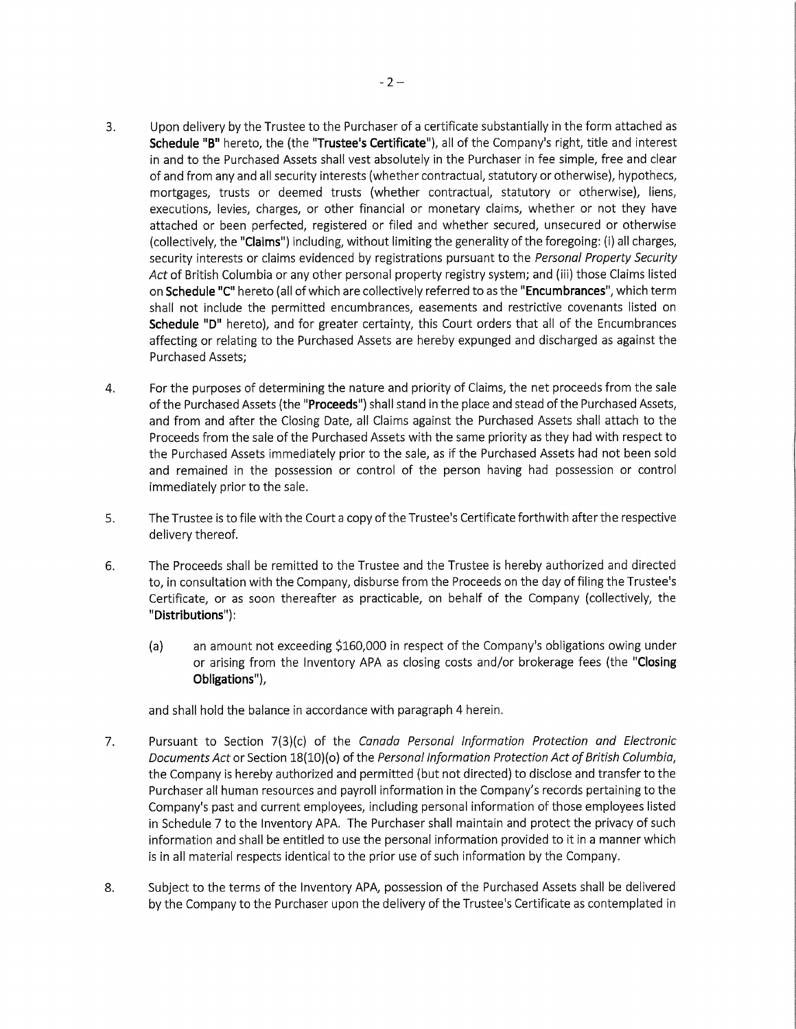3. Upon delivery by the Trustee to the Purchaser of a certificate substantially in the form attached as **Schedule "B"** hereto, the (the **"Trustee's Certificate"**), all of the Company's right, title and interest in and to the Purchased Assets shall vest absolutely in the Purchaser in fee simple, free and clear of and from any and all security interests (whether contractual, statutory or otherwise), hypothecs, mortgages, trusts or deemed trusts (whether contractual, statutory or otherwise), liens, executions, levies, charges, or other financial or monetary claims, whether or not they have attached or been perfected, registered or filed and whether secured, unsecured or otherwise (collectively, the **"Claims"**) including, without limiting the generality of the foregoing: (i) all charges, security interests or claims evidenced by registrations pursuant to the *Personal Property Security Act* of British Columbia or any other personal property registry system; and (iii) those Claims listed on **Schedule "C"** hereto (all of which are collectively referred to as the **"Encumbrances"**, which term shall not include the permitted encumbrances, easements and restrictive covenants listed on **Schedule "D"** hereto), and for greater certainty, this Court orders that all of the Encumbrances affecting or relating to the Purchased Assets are hereby expunged and discharged as against the Purchased Assets;

4. For the purposes of determining the nature and priority of Claims, the net proceeds from the sale of the Purchased Assets (the **"Proceeds"**) shall stand in the place and stead of the Purchased Assets, and from and after the Closing Date, all Claims against the Purchased Assets shall attach to the Proceeds from the sale of the Purchased Assets with the same priority as they had with respect to the Purchased Assets immediately prior to the sale, as if the Purchased Assets had not been sold and remained in the possession or control of the person having had possession or control immediately prior to the sale.

5. The Trustee is to file with the Court a copy of the Trustee's Certificate forthwith after the respective delivery thereof.

6. The Proceeds shall be remitted to the Trustee and the Trustee is hereby authorized and directed to, in consultation with the Company, disburse from the Proceeds on the day of filing the Trustee's Certificate, or as soon thereafter as practicable, on behalf of the Company (collectively, the **"Distributions"**):

   (a) an amount not exceeding $160,000 in respect of the Company's obligations owing under or arising from the Inventory APA as closing costs and/or brokerage fees (the **"Closing Obligations"**),

   and shall hold the balance in accordance with paragraph 4 herein.

7. Pursuant to Section 7(3)(c) of the *Canada Personal Information Protection and Electronic Documents Act* or Section 18(10)(o) of the *Personal Information Protection Act of British Columbia*, the Company is hereby authorized and permitted (but not directed) to disclose and transfer to the Purchaser all human resources and payroll information in the Company's records pertaining to the Company's past and current employees, including personal information of those employees listed in Schedule 7 to the Inventory APA. The Purchaser shall maintain and protect the privacy of such information and shall be entitled to use the personal information provided to it in a manner which is in all material respects identical to the prior use of such information by the Company.

8. Subject to the terms of the Inventory APA, possession of the Purchased Assets shall be delivered by the Company to the Purchaser upon the delivery of the Trustee's Certificate as contemplated in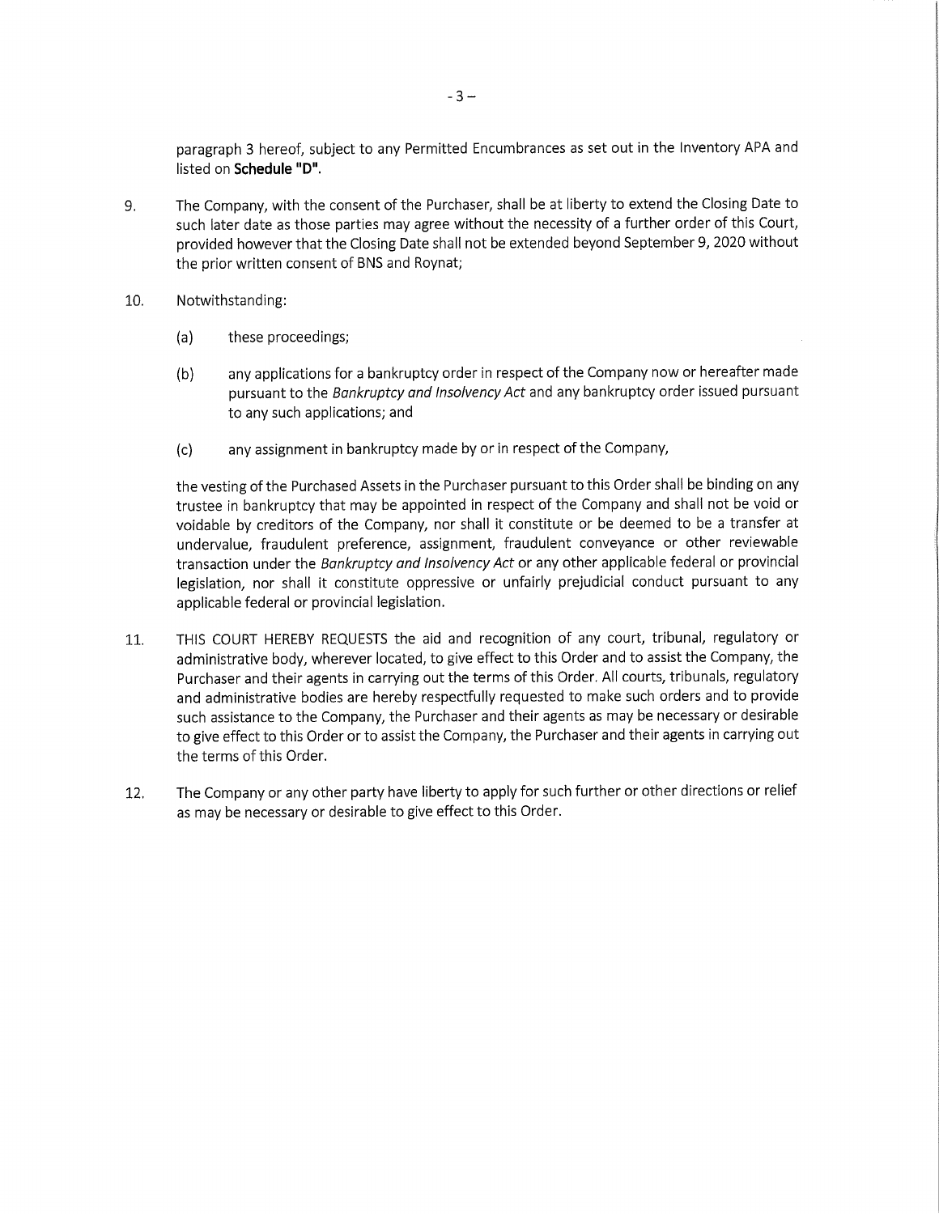paragraph 3 hereof, subject to any Permitted Encumbrances as set out in the Inventory APA and listed on **Schedule "D"**.

9. The Company, with the consent of the Purchaser, shall be at liberty to extend the Closing Date to such later date as those parties may agree without the necessity of a further order of this Court, provided however that the Closing Date shall not be extended beyond September 9, 2020 without the prior written consent of BNS and Roynat;

10. Notwithstanding:

    (a) these proceedings;

    (b) any applications for a bankruptcy order in respect of the Company now or hereafter made pursuant to the *Bankruptcy and Insolvency Act* and any bankruptcy order issued pursuant to any such applications; and

    (c) any assignment in bankruptcy made by or in respect of the Company,

    the vesting of the Purchased Assets in the Purchaser pursuant to this Order shall be binding on any trustee in bankruptcy that may be appointed in respect of the Company and shall not be void or voidable by creditors of the Company, nor shall it constitute or be deemed to be a transfer at undervalue, fraudulent preference, assignment, fraudulent conveyance or other reviewable transaction under the *Bankruptcy and Insolvency Act* or any other applicable federal or provincial legislation, nor shall it constitute oppressive or unfairly prejudicial conduct pursuant to any applicable federal or provincial legislation.

11. THIS COURT HEREBY REQUESTS the aid and recognition of any court, tribunal, regulatory or administrative body, wherever located, to give effect to this Order and to assist the Company, the Purchaser and their agents in carrying out the terms of this Order. All courts, tribunals, regulatory and administrative bodies are hereby respectfully requested to make such orders and to provide such assistance to the Company, the Purchaser and their agents as may be necessary or desirable to give effect to this Order or to assist the Company, the Purchaser and their agents in carrying out the terms of this Order.

12. The Company or any other party have liberty to apply for such further or other directions or relief as may be necessary or desirable to give effect to this Order.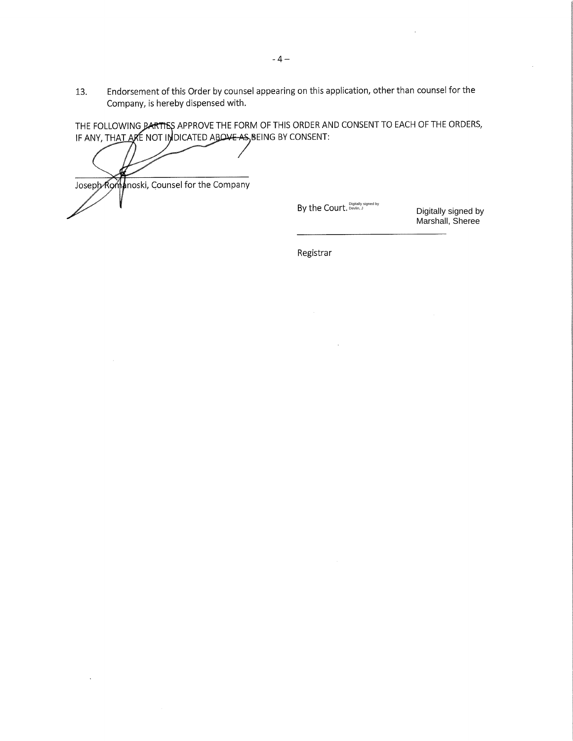13. Endorsement of this Order by counsel appearing on this application, other than counsel for the Company, is hereby dispensed with.

THE FOLLOWING PARTIES APPROVE THE FORM OF THIS ORDER AND CONSENT TO EACH OF THE ORDERS, IF ANY, THAT ARE NOT INDICATED ABOVE AS BEING BY CONSENT:

\_\_\_\_\_\_\_\_\_\_\_\_\_\_\_\_\_\_\_\_\_\_\_\_\_\_\_\_\_\_\_\_

Joseph Romanoski, Counsel for the Company

By the Court. Digitally signed by Devlin, J

Digitally signed by Marshall, Sheree

\_\_\_\_\_\_\_\_\_\_\_\_\_\_\_\_\_\_\_\_\_\_\_\_\_\_\_\_\_\_\_\_

Registrar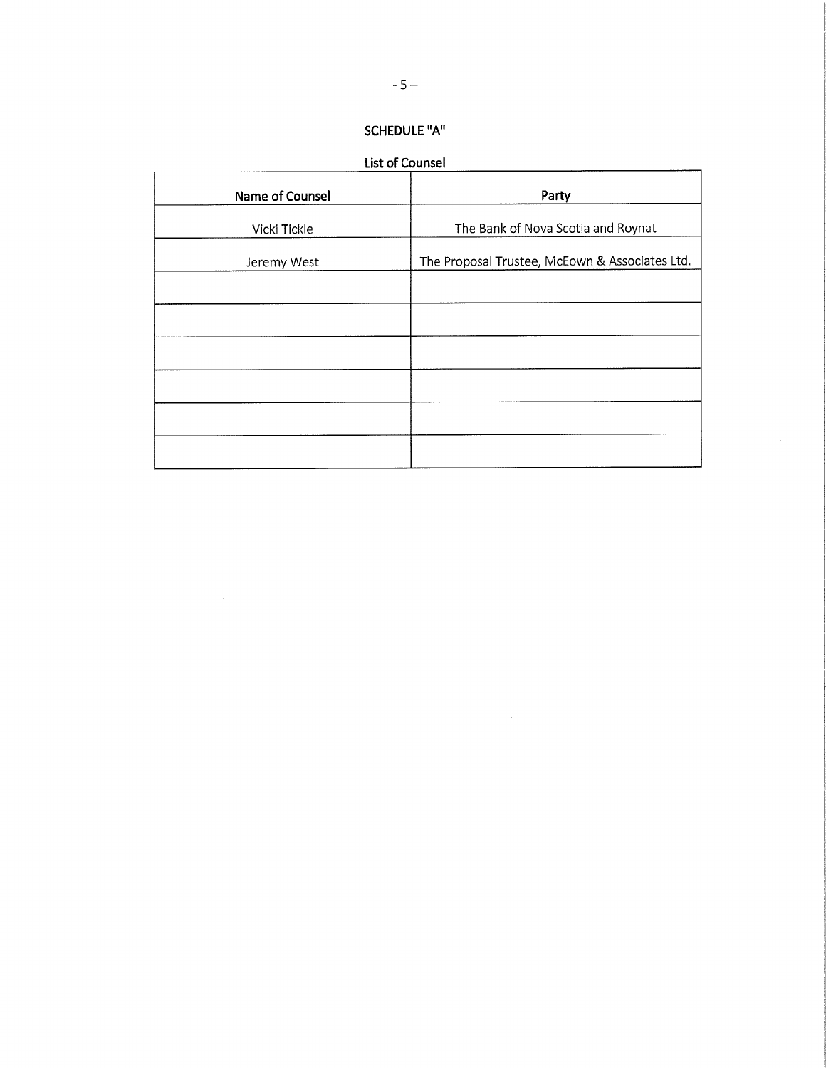## SCHEDULE "A"

### List of Counsel

| Name of Counsel | Party |
|---|---|
| Vicki Tickle | The Bank of Nova Scotia and Roynat |
| Jeremy West | The Proposal Trustee, McEown & Associates Ltd. |
| | |
| | |
| | |
| | |
| | |
| | |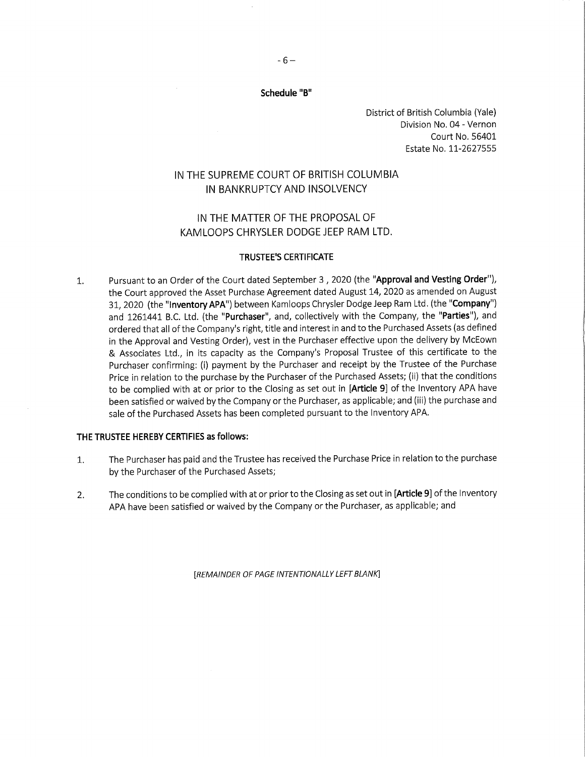**Schedule "B"**

District of British Columbia (Yale)
Division No. 04 - Vernon
Court No. 56401
Estate No. 11-2627555

## IN THE SUPREME COURT OF BRITISH COLUMBIA IN BANKRUPTCY AND INSOLVENCY

## IN THE MATTER OF THE PROPOSAL OF KAMLOOPS CHRYSLER DODGE JEEP RAM LTD.

### TRUSTEE'S CERTIFICATE

1. Pursuant to an Order of the Court dated September 3 , 2020 (the "**Approval and Vesting Order**"), the Court approved the Asset Purchase Agreement dated August 14, 2020 as amended on August 31, 2020 (the "**Inventory APA**") between Kamloops Chrysler Dodge Jeep Ram Ltd. (the "**Company**") and 1261441 B.C. Ltd. (the "**Purchaser**", and, collectively with the Company, the "**Parties**"), and ordered that all of the Company's right, title and interest in and to the Purchased Assets (as defined in the Approval and Vesting Order), vest in the Purchaser effective upon the delivery by McEown & Associates Ltd., in its capacity as the Company's Proposal Trustee of this certificate to the Purchaser confirming: (i) payment by the Purchaser and receipt by the Trustee of the Purchase Price in relation to the purchase by the Purchaser of the Purchased Assets; (ii) that the conditions to be complied with at or prior to the Closing as set out in [**Article 9**] of the Inventory APA have been satisfied or waived by the Company or the Purchaser, as applicable; and (iii) the purchase and sale of the Purchased Assets has been completed pursuant to the Inventory APA.

**THE TRUSTEE HEREBY CERTIFIES as follows:**

1. The Purchaser has paid and the Trustee has received the Purchase Price in relation to the purchase by the Purchaser of the Purchased Assets;
2. The conditions to be complied with at or prior to the Closing as set out in [**Article 9**] of the Inventory APA have been satisfied or waived by the Company or the Purchaser, as applicable; and

*[REMAINDER OF PAGE INTENTIONALLY LEFT BLANK]*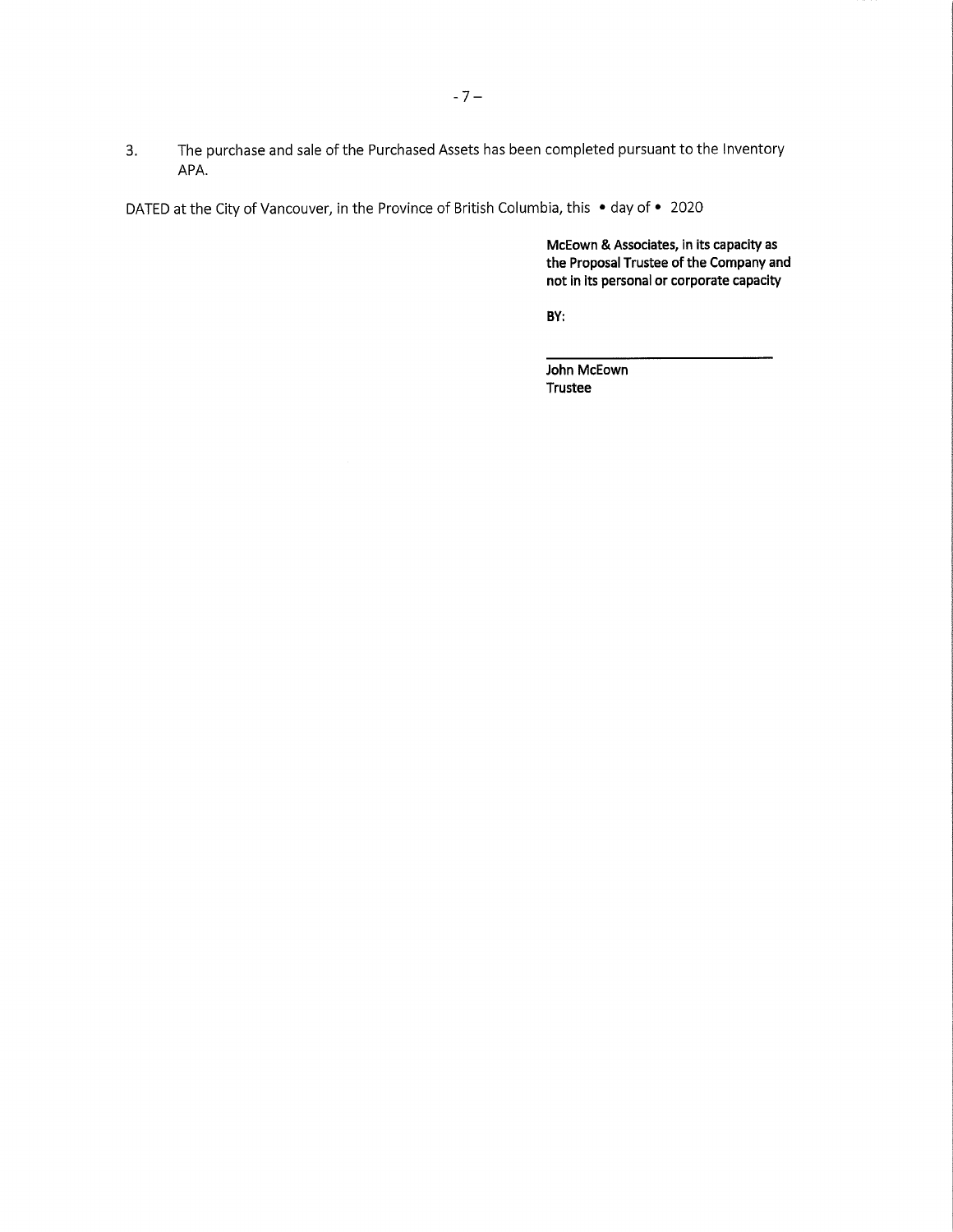3. The purchase and sale of the Purchased Assets has been completed pursuant to the Inventory APA.

DATED at the City of Vancouver, in the Province of British Columbia, this • day of • 2020

**McEown & Associates, in its capacity as the Proposal Trustee of the Company and not in its personal or corporate capacity**

**BY:**

______________________________

**John McEown**
**Trustee**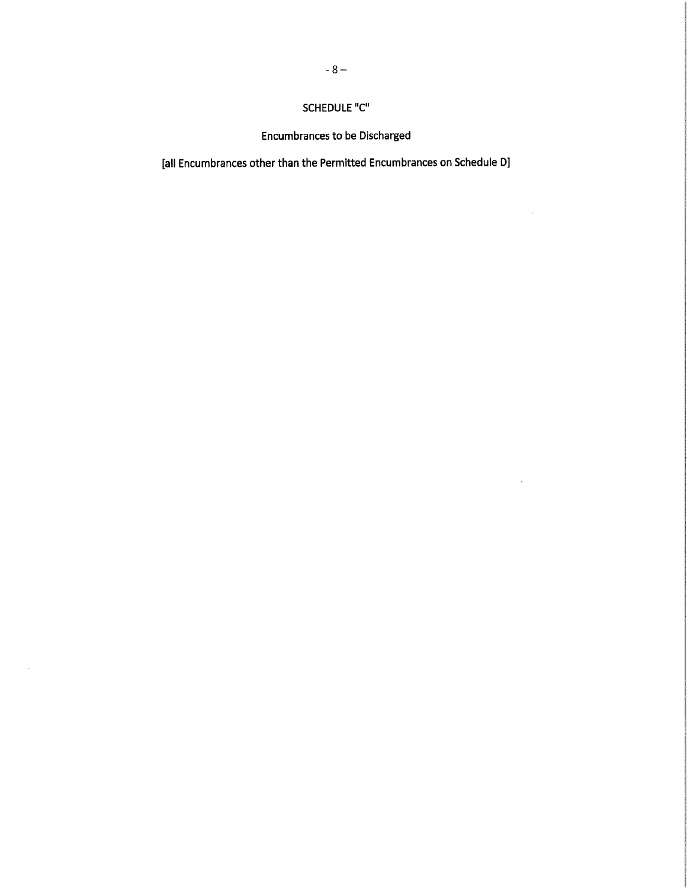# SCHEDULE "C"

## Encumbrances to be Discharged

[all Encumbrances other than the Permitted Encumbrances on Schedule D]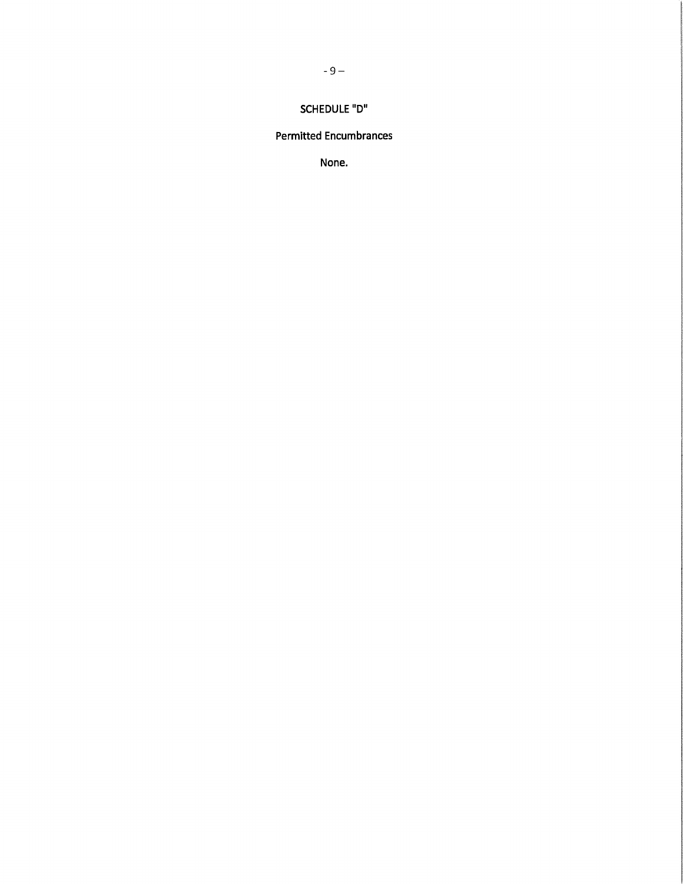# SCHEDULE "D"

## Permitted Encumbrances

None.